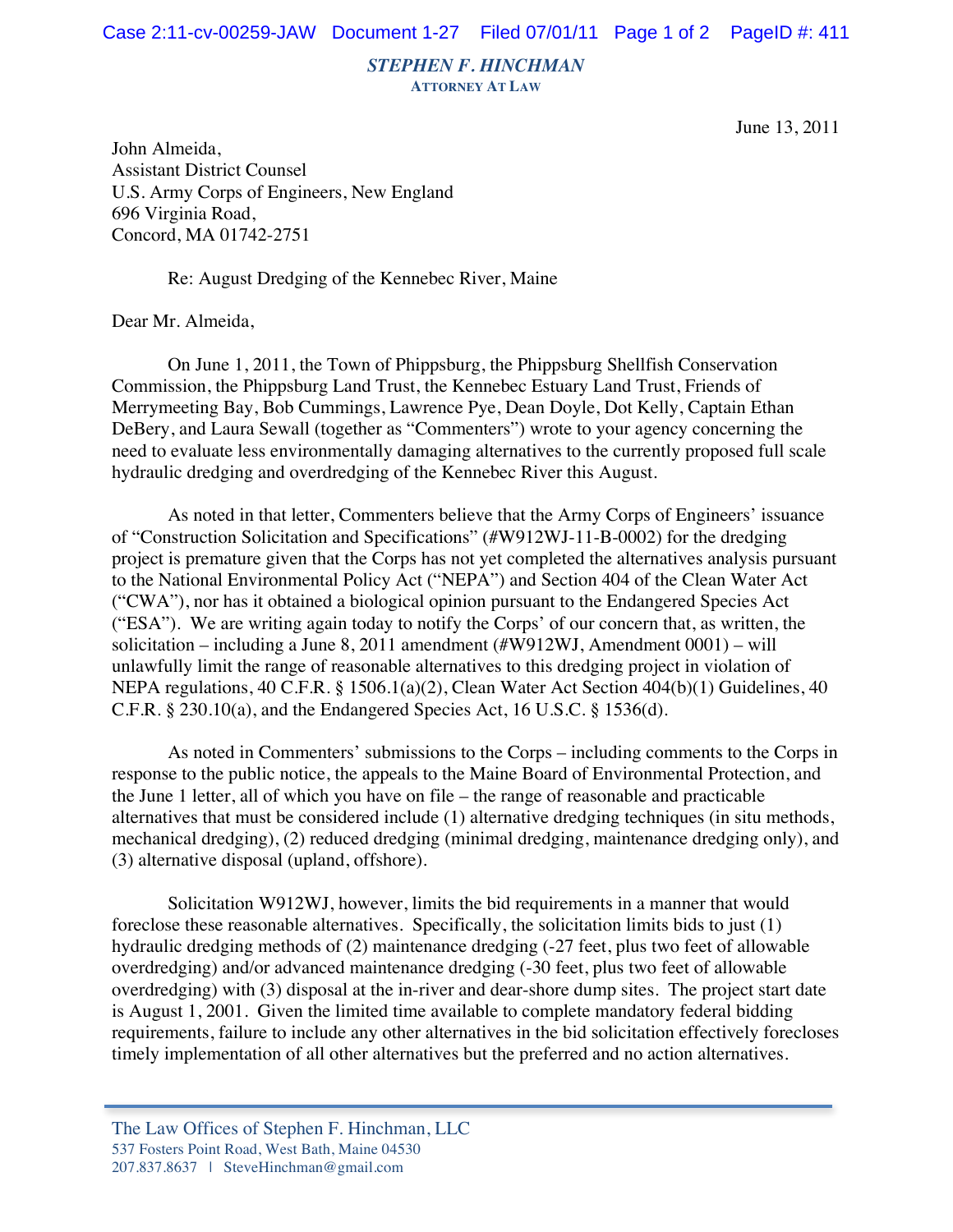*STEPHEN F. HINCHMAN*
ATTORNEY AT LAW

June 13, 2011

John Almeida,
Assistant District Counsel
U.S. Army Corps of Engineers, New England
696 Virginia Road,
Concord, MA 01742-2751

Re: August Dredging of the Kennebec River, Maine

Dear Mr. Almeida,

On June 1, 2011, the Town of Phippsburg, the Phippsburg Shellfish Conservation Commission, the Phippsburg Land Trust, the Kennebec Estuary Land Trust, Friends of Merrymeeting Bay, Bob Cummings, Lawrence Pye, Dean Doyle, Dot Kelly, Captain Ethan DeBery, and Laura Sewall (together as "Commenters") wrote to your agency concerning the need to evaluate less environmentally damaging alternatives to the currently proposed full scale hydraulic dredging and overdredging of the Kennebec River this August.

As noted in that letter, Commenters believe that the Army Corps of Engineers' issuance of "Construction Solicitation and Specifications" (#W912WJ-11-B-0002) for the dredging project is premature given that the Corps has not yet completed the alternatives analysis pursuant to the National Environmental Policy Act ("NEPA") and Section 404 of the Clean Water Act ("CWA"), nor has it obtained a biological opinion pursuant to the Endangered Species Act ("ESA"). We are writing again today to notify the Corps' of our concern that, as written, the solicitation – including a June 8, 2011 amendment (#W912WJ, Amendment 0001) – will unlawfully limit the range of reasonable alternatives to this dredging project in violation of NEPA regulations, 40 C.F.R. § 1506.1(a)(2), Clean Water Act Section 404(b)(1) Guidelines, 40 C.F.R. § 230.10(a), and the Endangered Species Act, 16 U.S.C. § 1536(d).

As noted in Commenters' submissions to the Corps – including comments to the Corps in response to the public notice, the appeals to the Maine Board of Environmental Protection, and the June 1 letter, all of which you have on file – the range of reasonable and practicable alternatives that must be considered include (1) alternative dredging techniques (in situ methods, mechanical dredging), (2) reduced dredging (minimal dredging, maintenance dredging only), and (3) alternative disposal (upland, offshore).

Solicitation W912WJ, however, limits the bid requirements in a manner that would foreclose these reasonable alternatives. Specifically, the solicitation limits bids to just (1) hydraulic dredging methods of (2) maintenance dredging (-27 feet, plus two feet of allowable overdredging) and/or advanced maintenance dredging (-30 feet, plus two feet of allowable overdredging) with (3) disposal at the in-river and dear-shore dump sites. The project start date is August 1, 2001. Given the limited time available to complete mandatory federal bidding requirements, failure to include any other alternatives in the bid solicitation effectively forecloses timely implementation of all other alternatives but the preferred and no action alternatives.

The Law Offices of Stephen F. Hinchman, LLC
537 Fosters Point Road, West Bath, Maine 04530
207.837.8637 | SteveHinchman@gmail.com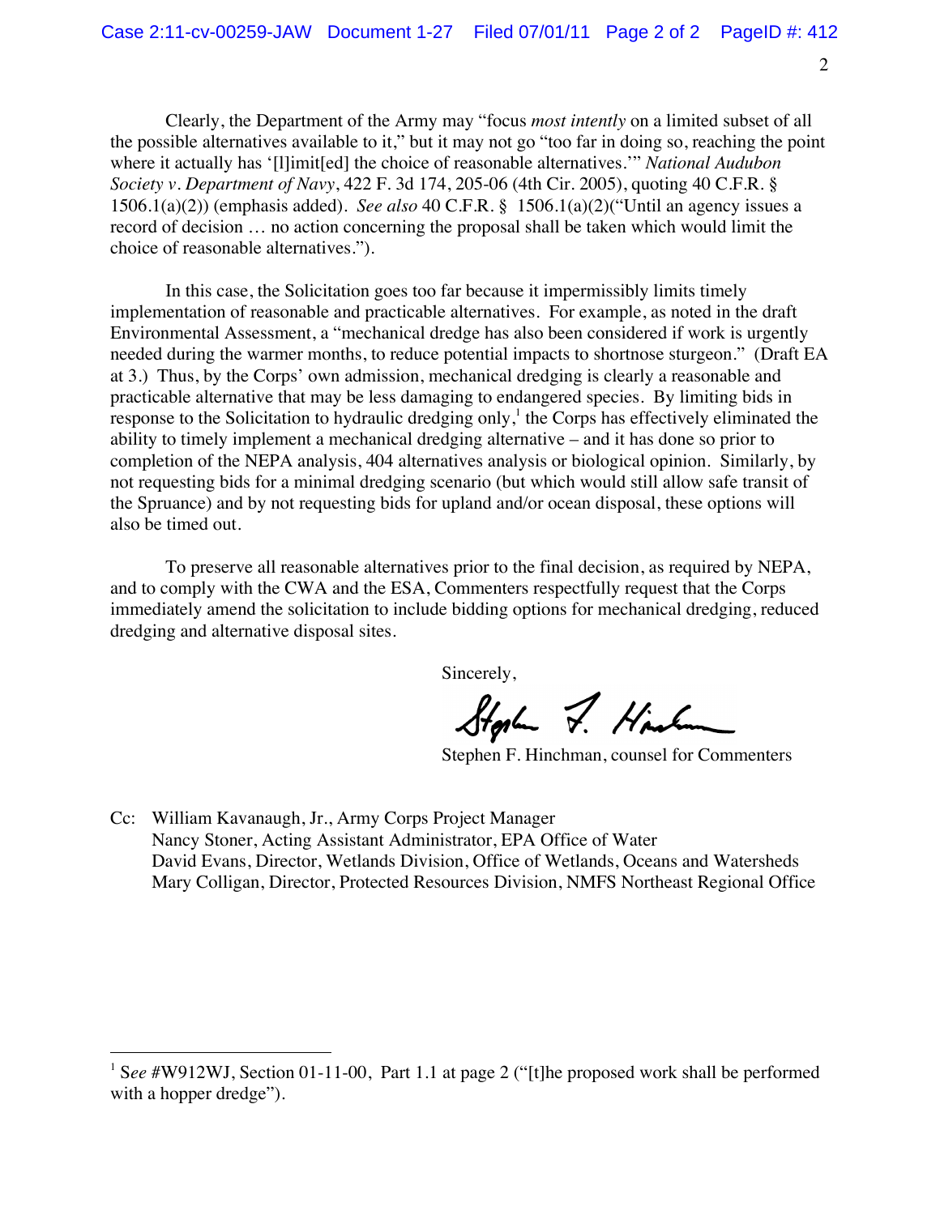Clearly, the Department of the Army may "focus *most intently* on a limited subset of all the possible alternatives available to it," but it may not go "too far in doing so, reaching the point where it actually has '[l]imit[ed] the choice of reasonable alternatives.'" *National Audubon Society v. Department of Navy*, 422 F. 3d 174, 205-06 (4th Cir. 2005), quoting 40 C.F.R. § 1506.1(a)(2)) (emphasis added). *See also* 40 C.F.R. § 1506.1(a)(2)("Until an agency issues a record of decision … no action concerning the proposal shall be taken which would limit the choice of reasonable alternatives.").

In this case, the Solicitation goes too far because it impermissibly limits timely implementation of reasonable and practicable alternatives. For example, as noted in the draft Environmental Assessment, a "mechanical dredge has also been considered if work is urgently needed during the warmer months, to reduce potential impacts to shortnose sturgeon." (Draft EA at 3.) Thus, by the Corps' own admission, mechanical dredging is clearly a reasonable and practicable alternative that may be less damaging to endangered species. By limiting bids in response to the Solicitation to hydraulic dredging only,[1] the Corps has effectively eliminated the ability to timely implement a mechanical dredging alternative – and it has done so prior to completion of the NEPA analysis, 404 alternatives analysis or biological opinion. Similarly, by not requesting bids for a minimal dredging scenario (but which would still allow safe transit of the Spruance) and by not requesting bids for upland and/or ocean disposal, these options will also be timed out.

To preserve all reasonable alternatives prior to the final decision, as required by NEPA, and to comply with the CWA and the ESA, Commenters respectfully request that the Corps immediately amend the solicitation to include bidding options for mechanical dredging, reduced dredging and alternative disposal sites.

Sincerely,

Stephen F. Hinchman, counsel for Commenters

Cc: William Kavanaugh, Jr., Army Corps Project Manager
Nancy Stoner, Acting Assistant Administrator, EPA Office of Water
David Evans, Director, Wetlands Division, Office of Wetlands, Oceans and Watersheds
Mary Colligan, Director, Protected Resources Division, NMFS Northeast Regional Office

---

[1] S*ee* #W912WJ, Section 01-11-00, Part 1.1 at page 2 ("[t]he proposed work shall be performed with a hopper dredge").